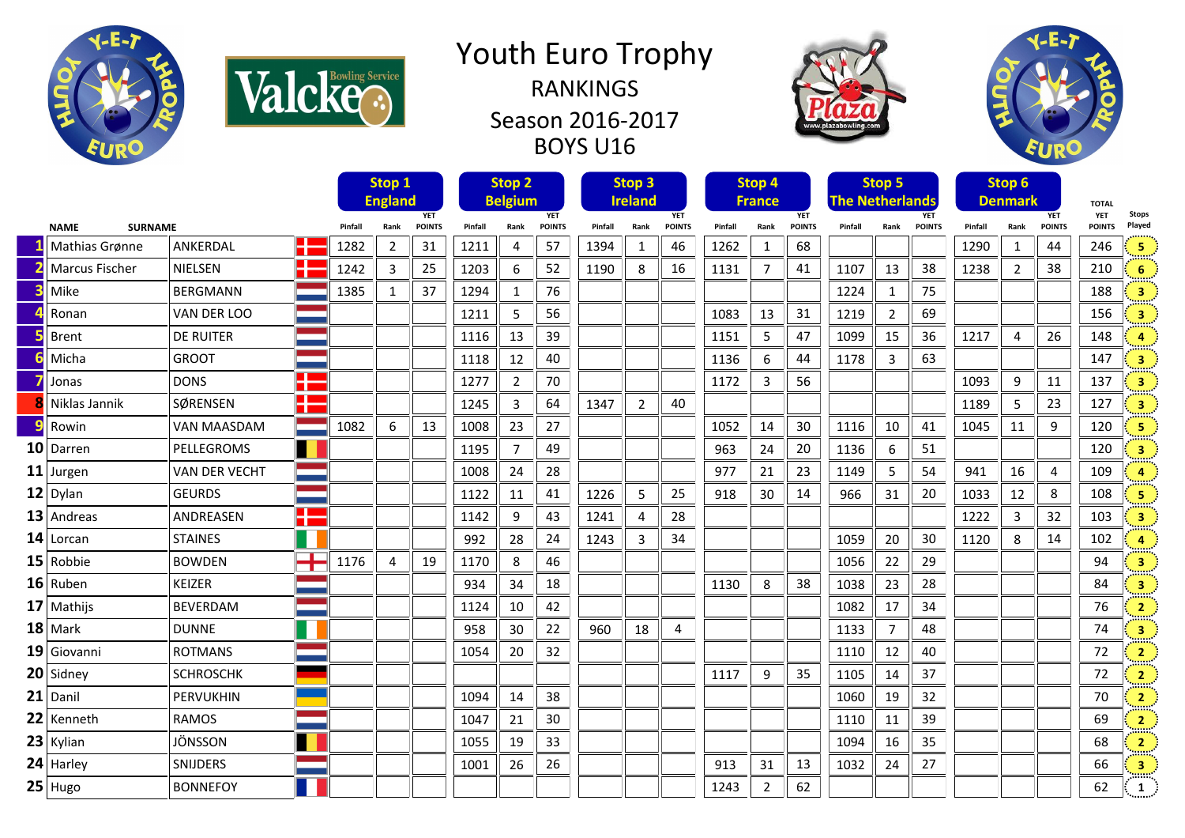# Youth Euro Trophy

## RANKINGS

## Season 2016-2017

## BOYS U16

| | NAME | SURNAME | Flag | Stop 1 England | | | Stop 2 Belgium | | | Stop 3 Ireland | | | Stop 4 France | | | Stop 5 The Netherlands | | | Stop 6 Denmark | | | TOTAL | Stops |
|---|---|---|---|---|---|---|---|---|---|---|---|---|---|---|---|---|---|---|---|---|---|---|---|
| | | | | Pinfall | Rank | YET POINTS | Pinfall | Rank | YET POINTS | Pinfall | Rank | YET POINTS | Pinfall | Rank | YET POINTS | Pinfall | Rank | YET POINTS | Pinfall | Rank | YET POINTS | YET POINTS | Played |
| 1 | Mathias Grønne | ANKERDAL | | 1282 | 2 | 31 | 1211 | 4 | 57 | 1394 | 1 | 46 | 1262 | 1 | 68 | | | | 1290 | 1 | 44 | 246 | 5 |
| 2 | Marcus Fischer | NIELSEN | | 1242 | 3 | 25 | 1203 | 6 | 52 | 1190 | 8 | 16 | 1131 | 7 | 41 | 1107 | 13 | 38 | 1238 | 2 | 38 | 210 | 6 |
| 3 | Mike | BERGMANN | | 1385 | 1 | 37 | 1294 | 1 | 76 | | | | | | | 1224 | 1 | 75 | | | | 188 | 3 |
| 4 | Ronan | VAN DER LOO | | | | | 1211 | 5 | 56 | | | | 1083 | 13 | 31 | 1219 | 2 | 69 | | | | 156 | 3 |
| 5 | Brent | DE RUITER | | | | | 1116 | 13 | 39 | | | | 1151 | 5 | 47 | 1099 | 15 | 36 | 1217 | 4 | 26 | 148 | 4 |
| 6 | Micha | GROOT | | | | | 1118 | 12 | 40 | | | | 1136 | 6 | 44 | 1178 | 3 | 63 | | | | 147 | 3 |
| 7 | Jonas | DONS | | | | | 1277 | 2 | 70 | | | | 1172 | 3 | 56 | | | | 1093 | 9 | 11 | 137 | 3 |
| 8 | Niklas Jannik | SØRENSEN | | | | | 1245 | 3 | 64 | 1347 | 2 | 40 | | | | | | | 1189 | 5 | 23 | 127 | 3 |
| 9 | Rowin | VAN MAASDAM | | 1082 | 6 | 13 | 1008 | 23 | 27 | | | | 1052 | 14 | 30 | 1116 | 10 | 41 | 1045 | 11 | 9 | 120 | 5 |
| 10 | Darren | PELLEGROMS | | | | | 1195 | 7 | 49 | | | | 963 | 24 | 20 | 1136 | 6 | 51 | | | | 120 | 3 |
| 11 | Jurgen | VAN DER VECHT | | | | | 1008 | 24 | 28 | | | | 977 | 21 | 23 | 1149 | 5 | 54 | 941 | 16 | 4 | 109 | 4 |
| 12 | Dylan | GEURDS | | | | | 1122 | 11 | 41 | 1226 | 5 | 25 | 918 | 30 | 14 | 966 | 31 | 20 | 1033 | 12 | 8 | 108 | 5 |
| 13 | Andreas | ANDREASEN | | | | | 1142 | 9 | 43 | 1241 | 4 | 28 | | | | | | | 1222 | 3 | 32 | 103 | 3 |
| 14 | Lorcan | STAINES | | | | | 992 | 28 | 24 | 1243 | 3 | 34 | | | | 1059 | 20 | 30 | 1120 | 8 | 14 | 102 | 4 |
| 15 | Robbie | BOWDEN | | 1176 | 4 | 19 | 1170 | 8 | 46 | | | | | | | 1056 | 22 | 29 | | | | 94 | 3 |
| 16 | Ruben | KEIZER | | | | | 934 | 34 | 18 | | | | 1130 | 8 | 38 | 1038 | 23 | 28 | | | | 84 | 3 |
| 17 | Mathijs | BEVERDAM | | | | | 1124 | 10 | 42 | | | | | | | 1082 | 17 | 34 | | | | 76 | 2 |
| 18 | Mark | DUNNE | | | | | 958 | 30 | 22 | 960 | 18 | 4 | | | | 1133 | 7 | 48 | | | | 74 | 3 |
| 19 | Giovanni | ROTMANS | | | | | 1054 | 20 | 32 | | | | | | | 1110 | 12 | 40 | | | | 72 | 2 |
| 20 | Sidney | SCHROSCHK | | | | | | | | | | | 1117 | 9 | 35 | 1105 | 14 | 37 | | | | 72 | 2 |
| 21 | Danil | PERVUKHIN | | | | | 1094 | 14 | 38 | | | | | | | 1060 | 19 | 32 | | | | 70 | 2 |
| 22 | Kenneth | RAMOS | | | | | 1047 | 21 | 30 | | | | | | | 1110 | 11 | 39 | | | | 69 | 2 |
| 23 | Kylian | JÖNSSON | | | | | 1055 | 19 | 33 | | | | | | | 1094 | 16 | 35 | | | | 68 | 2 |
| 24 | Harley | SNIJDERS | | | | | 1001 | 26 | 26 | | | | 913 | 31 | 13 | 1032 | 24 | 27 | | | | 66 | 3 |
| 25 | Hugo | BONNEFOY | | | | | | | | | | | 1243 | 2 | 62 | | | | | | | 62 | 1 |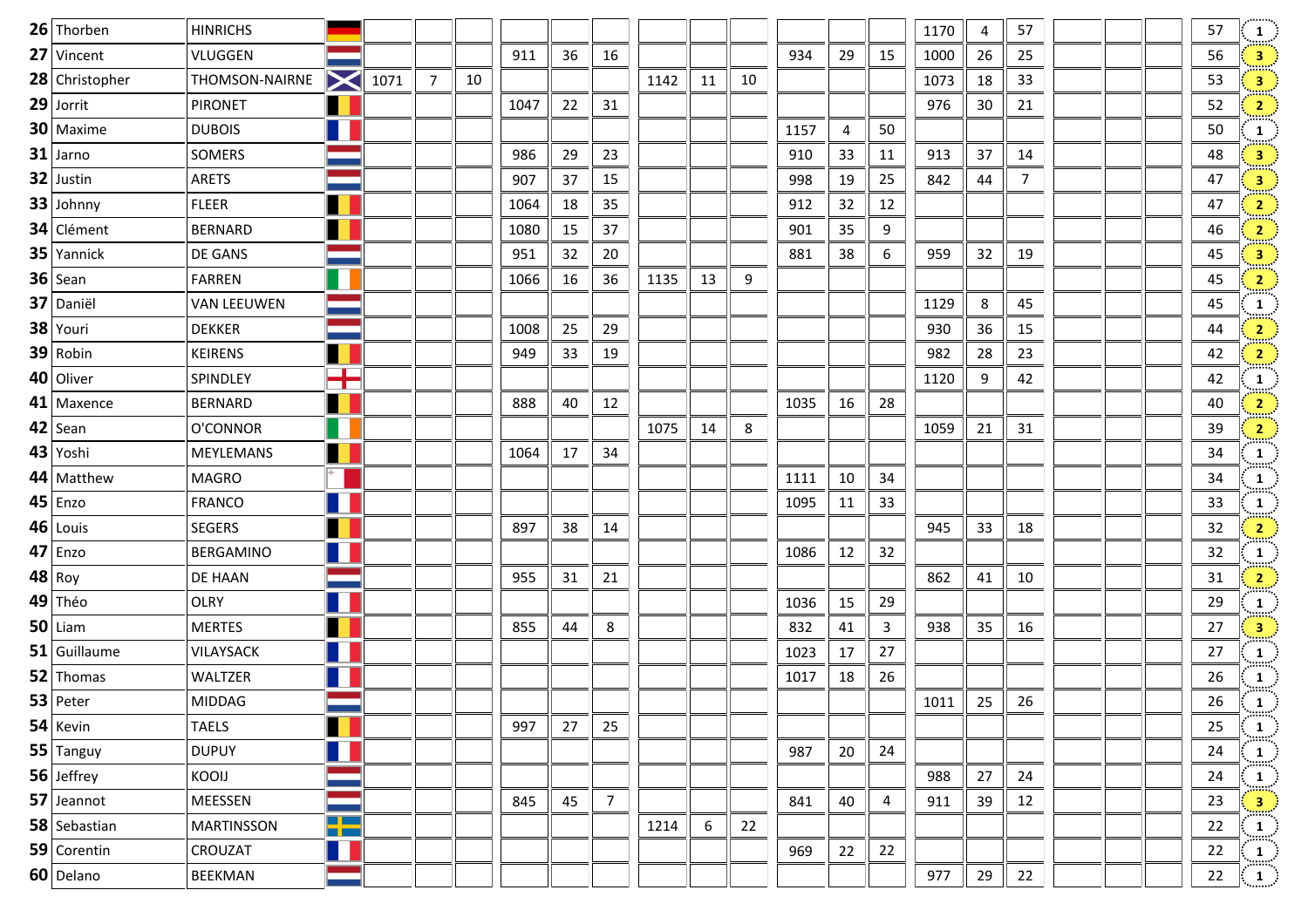| | | | | | | | | | | | | | | | | | | | | | | | |
|---|---|---|---|---|---|---|---|---|---|---|---|---|---|---|---|---|---|---|---|---|---|---|---|
| **26** | Thorben | HINRICHS | | | | | | | | | | | | | | 1170 | 4 | 57 | | | | 57 | 1 |
| **27** | Vincent | VLUGGEN | | | | | 911 | 36 | 16 | | | | 934 | 29 | 15 | 1000 | 26 | 25 | | | | 56 | 3 |
| **28** | Christopher | THOMSON-NAIRNE | | 1071 | 7 | 10 | | | | 1142 | 11 | 10 | | | | 1073 | 18 | 33 | | | | 53 | 3 |
| **29** | Jorrit | PIRONET | | | | | 1047 | 22 | 31 | | | | | | | 976 | 30 | 21 | | | | 52 | 2 |
| **30** | Maxime | DUBOIS | | | | | | | | | | | 1157 | 4 | 50 | | | | | | | 50 | 1 |
| **31** | Jarno | SOMERS | | | | | 986 | 29 | 23 | | | | 910 | 33 | 11 | 913 | 37 | 14 | | | | 48 | 3 |
| **32** | Justin | ARETS | | | | | 907 | 37 | 15 | | | | 998 | 19 | 25 | 842 | 44 | 7 | | | | 47 | 3 |
| **33** | Johnny | FLEER | | | | | 1064 | 18 | 35 | | | | 912 | 32 | 12 | | | | | | | 47 | 2 |
| **34** | Clément | BERNARD | | | | | 1080 | 15 | 37 | | | | 901 | 35 | 9 | | | | | | | 46 | 2 |
| **35** | Yannick | DE GANS | | | | | 951 | 32 | 20 | | | | 881 | 38 | 6 | 959 | 32 | 19 | | | | 45 | 3 |
| **36** | Sean | FARREN | | | | | 1066 | 16 | 36 | 1135 | 13 | 9 | | | | | | | | | | 45 | 2 |
| **37** | Daniël | VAN LEEUWEN | | | | | | | | | | | | | | 1129 | 8 | 45 | | | | 45 | 1 |
| **38** | Youri | DEKKER | | | | | 1008 | 25 | 29 | | | | | | | 930 | 36 | 15 | | | | 44 | 2 |
| **39** | Robin | KEIRENS | | | | | 949 | 33 | 19 | | | | | | | 982 | 28 | 23 | | | | 42 | 2 |
| **40** | Oliver | SPINDLEY | | | | | | | | | | | | | | 1120 | 9 | 42 | | | | 42 | 1 |
| **41** | Maxence | BERNARD | | | | | 888 | 40 | 12 | | | | 1035 | 16 | 28 | | | | | | | 40 | 2 |
| **42** | Sean | O'CONNOR | | | | | | | | 1075 | 14 | 8 | | | | 1059 | 21 | 31 | | | | 39 | 2 |
| **43** | Yoshi | MEYLEMANS | | | | | 1064 | 17 | 34 | | | | | | | | | | | | | 34 | 1 |
| **44** | Matthew | MAGRO | | | | | | | | | | | 1111 | 10 | 34 | | | | | | | 34 | 1 |
| **45** | Enzo | FRANCO | | | | | | | | | | | 1095 | 11 | 33 | | | | | | | 33 | 1 |
| **46** | Louis | SEGERS | | | | | 897 | 38 | 14 | | | | | | | 945 | 33 | 18 | | | | 32 | 2 |
| **47** | Enzo | BERGAMINO | | | | | | | | | | | 1086 | 12 | 32 | | | | | | | 32 | 1 |
| **48** | Roy | DE HAAN | | | | | 955 | 31 | 21 | | | | | | | 862 | 41 | 10 | | | | 31 | 2 |
| **49** | Théo | OLRY | | | | | | | | | | | 1036 | 15 | 29 | | | | | | | 29 | 1 |
| **50** | Liam | MERTES | | | | | 855 | 44 | 8 | | | | 832 | 41 | 3 | 938 | 35 | 16 | | | | 27 | 3 |
| **51** | Guillaume | VILAYSACK | | | | | | | | | | | 1023 | 17 | 27 | | | | | | | 27 | 1 |
| **52** | Thomas | WALTZER | | | | | | | | | | | 1017 | 18 | 26 | | | | | | | 26 | 1 |
| **53** | Peter | MIDDAG | | | | | | | | | | | | | | 1011 | 25 | 26 | | | | 26 | 1 |
| **54** | Kevin | TAELS | | | | | 997 | 27 | 25 | | | | | | | | | | | | | 25 | 1 |
| **55** | Tanguy | DUPUY | | | | | | | | | | | 987 | 20 | 24 | | | | | | | 24 | 1 |
| **56** | Jeffrey | KOOIJ | | | | | | | | | | | | | | 988 | 27 | 24 | | | | 24 | 1 |
| **57** | Jeannot | MEESSEN | | | | | 845 | 45 | 7 | | | | 841 | 40 | 4 | 911 | 39 | 12 | | | | 23 | 3 |
| **58** | Sebastian | MARTINSSON | | | | | | | | 1214 | 6 | 22 | | | | | | | | | | 22 | 1 |
| **59** | Corentin | CROUZAT | | | | | | | | | | | 969 | 22 | 22 | | | | | | | 22 | 1 |
| **60** | Delano | BEEKMAN | | | | | | | | | | | | | | 977 | 29 | 22 | | | | 22 | 1 |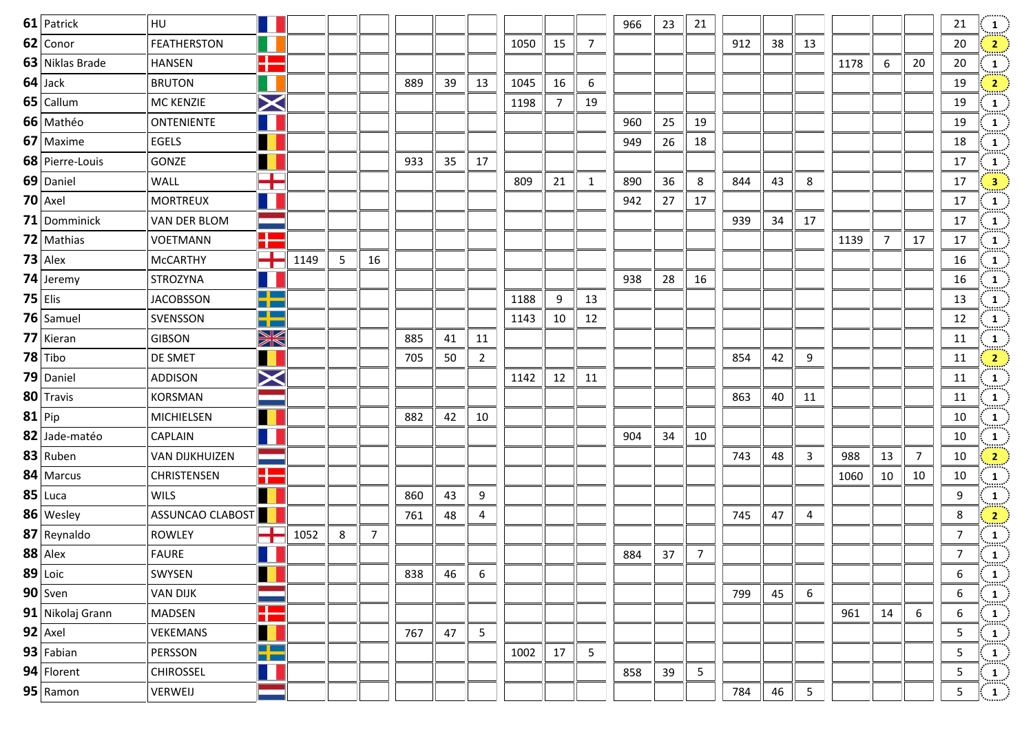| | | | | | | | | | | | | | | | | | | | | | | | |
|---|---|---|---|---|---|---|---|---|---|---|---|---|---|---|---|---|---|---|---|---|---|---|---|
| **61** | Patrick | HU | | | | | | | | | | | 966 | 23 | 21 | | | | | | | 21 | 1 |
| **62** | Conor | FEATHERSTON | | | | | | | | 1050 | 15 | 7 | | | | 912 | 38 | 13 | | | | 20 | 2 |
| **63** | Niklas Brade | HANSEN | | | | | | | | | | | | | | | | | 1178 | 6 | 20 | 20 | 1 |
| **64** | Jack | BRUTON | | | | | 889 | 39 | 13 | 1045 | 16 | 6 | | | | | | | | | | 19 | 2 |
| **65** | Callum | MC KENZIE | | | | | | | | 1198 | 7 | 19 | | | | | | | | | | 19 | 1 |
| **66** | Mathéo | ONTENIENTE | | | | | | | | | | | 960 | 25 | 19 | | | | | | | 19 | 1 |
| **67** | Maxime | EGELS | | | | | | | | | | | 949 | 26 | 18 | | | | | | | 18 | 1 |
| **68** | Pierre-Louis | GONZE | | | | | 933 | 35 | 17 | | | | | | | | | | | | | 17 | 1 |
| **69** | Daniel | WALL | | | | | | | | 809 | 21 | 1 | 890 | 36 | 8 | 844 | 43 | 8 | | | | 17 | 3 |
| **70** | Axel | MORTREUX | | | | | | | | | | | 942 | 27 | 17 | | | | | | | 17 | 1 |
| **71** | Domminick | VAN DER BLOM | | | | | | | | | | | | | | 939 | 34 | 17 | | | | 17 | 1 |
| **72** | Mathias | VOETMANN | | | | | | | | | | | | | | | | | 1139 | 7 | 17 | 17 | 1 |
| **73** | Alex | McCARTHY | | 1149 | 5 | 16 | | | | | | | | | | | | | | | | 16 | 1 |
| **74** | Jeremy | STROZYNA | | | | | | | | | | | 938 | 28 | 16 | | | | | | | 16 | 1 |
| **75** | Elis | JACOBSSON | | | | | | | | 1188 | 9 | 13 | | | | | | | | | | 13 | 1 |
| **76** | Samuel | SVENSSON | | | | | | | | 1143 | 10 | 12 | | | | | | | | | | 12 | 1 |
| **77** | Kieran | GIBSON | | | | | 885 | 41 | 11 | | | | | | | | | | | | | 11 | 1 |
| **78** | Tibo | DE SMET | | | | | 705 | 50 | 2 | | | | | | | 854 | 42 | 9 | | | | 11 | 2 |
| **79** | Daniel | ADDISON | | | | | | | | 1142 | 12 | 11 | | | | | | | | | | 11 | 1 |
| **80** | Travis | KORSMAN | | | | | | | | | | | | | | 863 | 40 | 11 | | | | 11 | 1 |
| **81** | Pip | MICHIELSEN | | | | | 882 | 42 | 10 | | | | | | | | | | | | | 10 | 1 |
| **82** | Jade-matéo | CAPLAIN | | | | | | | | | | | 904 | 34 | 10 | | | | | | | 10 | 1 |
| **83** | Ruben | VAN DIJKHUIZEN | | | | | | | | | | | | | | 743 | 48 | 3 | 988 | 13 | 7 | 10 | 2 |
| **84** | Marcus | CHRISTENSEN | | | | | | | | | | | | | | | | | 1060 | 10 | 10 | 10 | 1 |
| **85** | Luca | WILS | | | | | 860 | 43 | 9 | | | | | | | | | | | | | 9 | 1 |
| **86** | Wesley | ASSUNCAO CLABOST | | | | | 761 | 48 | 4 | | | | | | | 745 | 47 | 4 | | | | 8 | 2 |
| **87** | Reynaldo | ROWLEY | | 1052 | 8 | 7 | | | | | | | | | | | | | | | | 7 | 1 |
| **88** | Alex | FAURE | | | | | | | | | | | 884 | 37 | 7 | | | | | | | 7 | 1 |
| **89** | Loic | SWYSEN | | | | | 838 | 46 | 6 | | | | | | | | | | | | | 6 | 1 |
| **90** | Sven | VAN DIJK | | | | | | | | | | | | | | 799 | 45 | 6 | | | | 6 | 1 |
| **91** | Nikolaj Grann | MADSEN | | | | | | | | | | | | | | | | | 961 | 14 | 6 | 6 | 1 |
| **92** | Axel | VEKEMANS | | | | | 767 | 47 | 5 | | | | | | | | | | | | | 5 | 1 |
| **93** | Fabian | PERSSON | | | | | | | | 1002 | 17 | 5 | | | | | | | | | | 5 | 1 |
| **94** | Florent | CHIROSSEL | | | | | | | | | | | 858 | 39 | 5 | | | | | | | 5 | 1 |
| **95** | Ramon | VERWEIJ | | | | | | | | | | | | | | 784 | 46 | 5 | | | | 5 | 1 |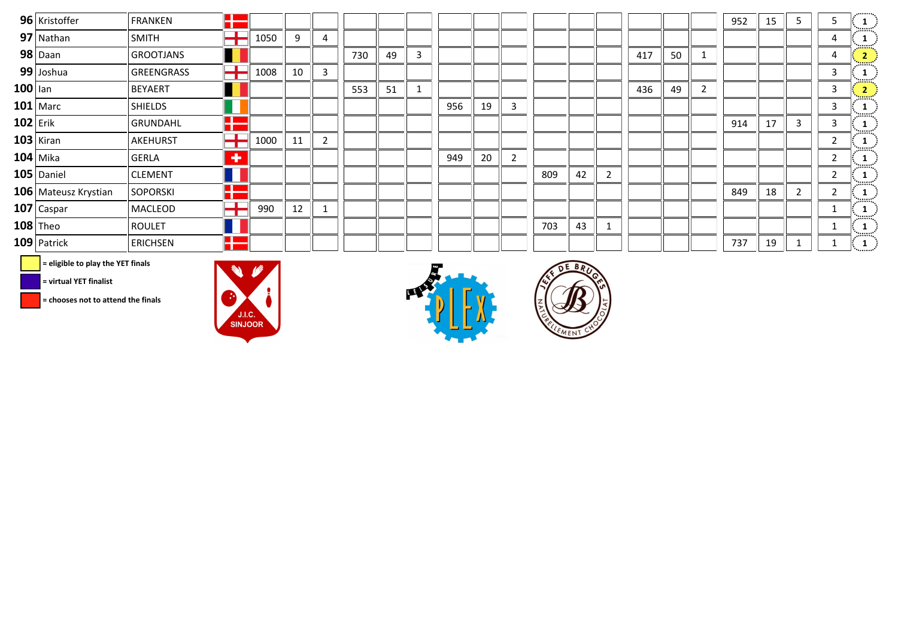| | | | | | | | | | | | | | | | | | | | | | | |
|---|---|---|---|---|---|---|---|---|---|---|---|---|---|---|---|---|---|---|---|---|---|---|
| 96 | Kristoffer | FRANKEN | | | | | | | | | | | | | | | | | 952 | 15 | 5 | 5 | 1 |
| 97 | Nathan | SMITH | | 1050 | 9 | 4 | | | | | | | | | | | | | | | | 4 | 1 |
| 98 | Daan | GROOTJANS | | | | | 730 | 49 | 3 | | | | | | | 417 | 50 | 1 | | | | 4 | 2 |
| 99 | Joshua | GREENGRASS | | 1008 | 10 | 3 | | | | | | | | | | | | | | | | 3 | 1 |
| 100 | Ian | BEYAERT | | | | | 553 | 51 | 1 | | | | | | | 436 | 49 | 2 | | | | 3 | 2 |
| 101 | Marc | SHIELDS | | | | | | | | 956 | 19 | 3 | | | | | | | | | | 3 | 1 |
| 102 | Erik | GRUNDAHL | | | | | | | | | | | | | | | | | 914 | 17 | 3 | 3 | 1 |
| 103 | Kiran | AKEHURST | | 1000 | 11 | 2 | | | | | | | | | | | | | | | | 2 | 1 |
| 104 | Mika | GERLA | | | | | | | | 949 | 20 | 2 | | | | | | | | | | 2 | 1 |
| 105 | Daniel | CLEMENT | | | | | | | | | | | 809 | 42 | 2 | | | | | | | 2 | 1 |
| 106 | Mateusz Krystian | SOPORSKI | | | | | | | | | | | | | | | | | 849 | 18 | 2 | 2 | 1 |
| 107 | Caspar | MACLEOD | | 990 | 12 | 1 | | | | | | | | | | | | | | | | 1 | 1 |
| 108 | Theo | ROULET | | | | | | | | | | | 703 | 43 | 1 | | | | | | | 1 | 1 |
| 109 | Patrick | ERICHSEN | | | | | | | | | | | | | | | | | 737 | 19 | 1 | 1 | 1 |

= eligible to play the YET finals

= virtual YET finalist

= chooses not to attend the finals